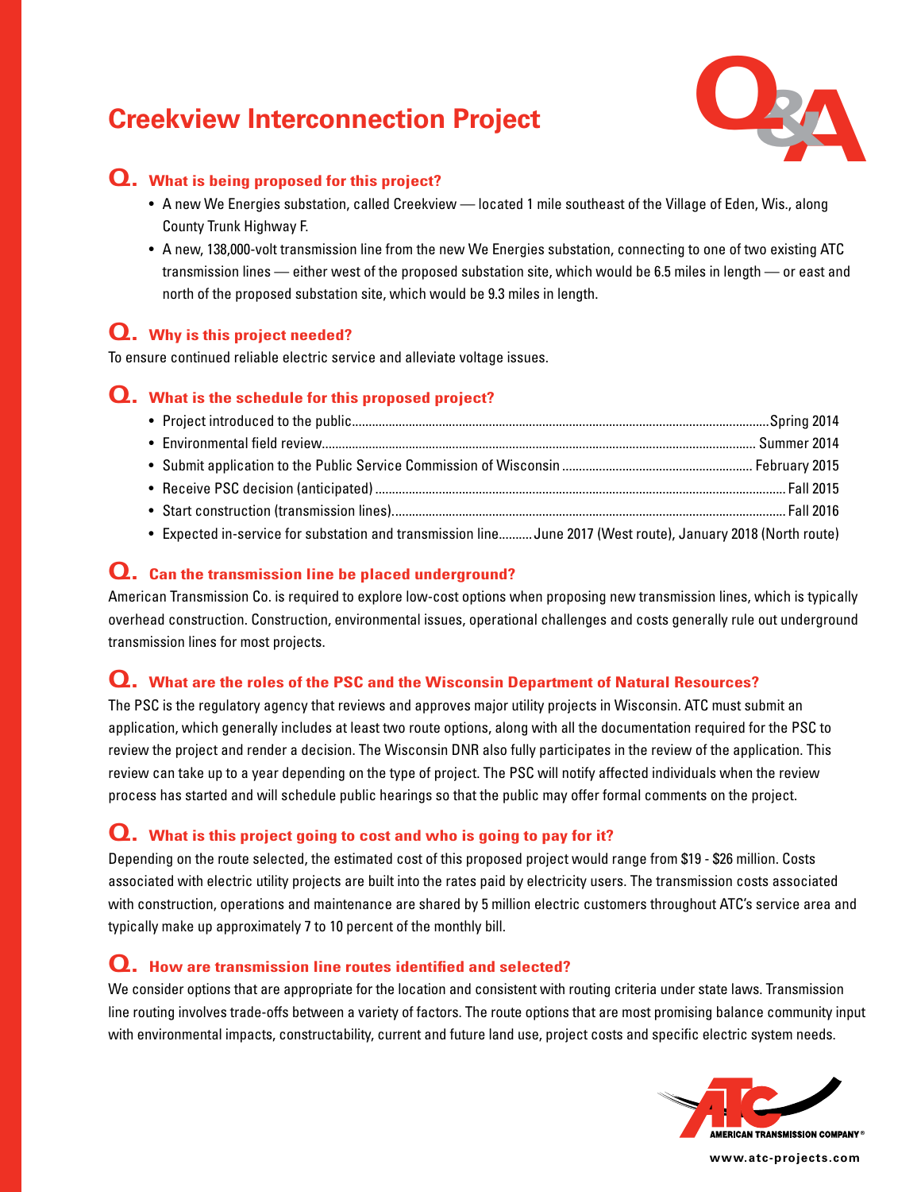# Creekview Interconnection Project

## Q. What is being proposed for this project?

- A new We Energies substation, called Creekview — located 1 mile southeast of the Village of Eden, Wis., along County Trunk Highway F.
- A new, 138,000-volt transmission line from the new We Energies substation, connecting to one of two existing ATC transmission lines — either west of the proposed substation site, which would be 6.5 miles in length — or east and north of the proposed substation site, which would be 9.3 miles in length.

## Q. Why is this project needed?

To ensure continued reliable electric service and alleviate voltage issues.

## Q. What is the schedule for this proposed project?

- Project introduced to the public............Spring 2014
- Environmental field review............Summer 2014
- Submit application to the Public Service Commission of Wisconsin............February 2015
- Receive PSC decision (anticipated)............Fall 2015
- Start construction (transmission lines)............Fall 2016
- Expected in-service for substation and transmission line..........June 2017 (West route), January 2018 (North route)

## Q. Can the transmission line be placed underground?

American Transmission Co. is required to explore low-cost options when proposing new transmission lines, which is typically overhead construction. Construction, environmental issues, operational challenges and costs generally rule out underground transmission lines for most projects.

## Q. What are the roles of the PSC and the Wisconsin Department of Natural Resources?

The PSC is the regulatory agency that reviews and approves major utility projects in Wisconsin. ATC must submit an application, which generally includes at least two route options, along with all the documentation required for the PSC to review the project and render a decision. The Wisconsin DNR also fully participates in the review of the application. This review can take up to a year depending on the type of project. The PSC will notify affected individuals when the review process has started and will schedule public hearings so that the public may offer formal comments on the project.

## Q. What is this project going to cost and who is going to pay for it?

Depending on the route selected, the estimated cost of this proposed project would range from $19 - $26 million. Costs associated with electric utility projects are built into the rates paid by electricity users. The transmission costs associated with construction, operations and maintenance are shared by 5 million electric customers throughout ATC's service area and typically make up approximately 7 to 10 percent of the monthly bill.

## Q. How are transmission line routes identified and selected?

We consider options that are appropriate for the location and consistent with routing criteria under state laws. Transmission line routing involves trade-offs between a variety of factors. The route options that are most promising balance community input with environmental impacts, constructability, current and future land use, project costs and specific electric system needs.

AMERICAN TRANSMISSION COMPANY®

www.atc-projects.com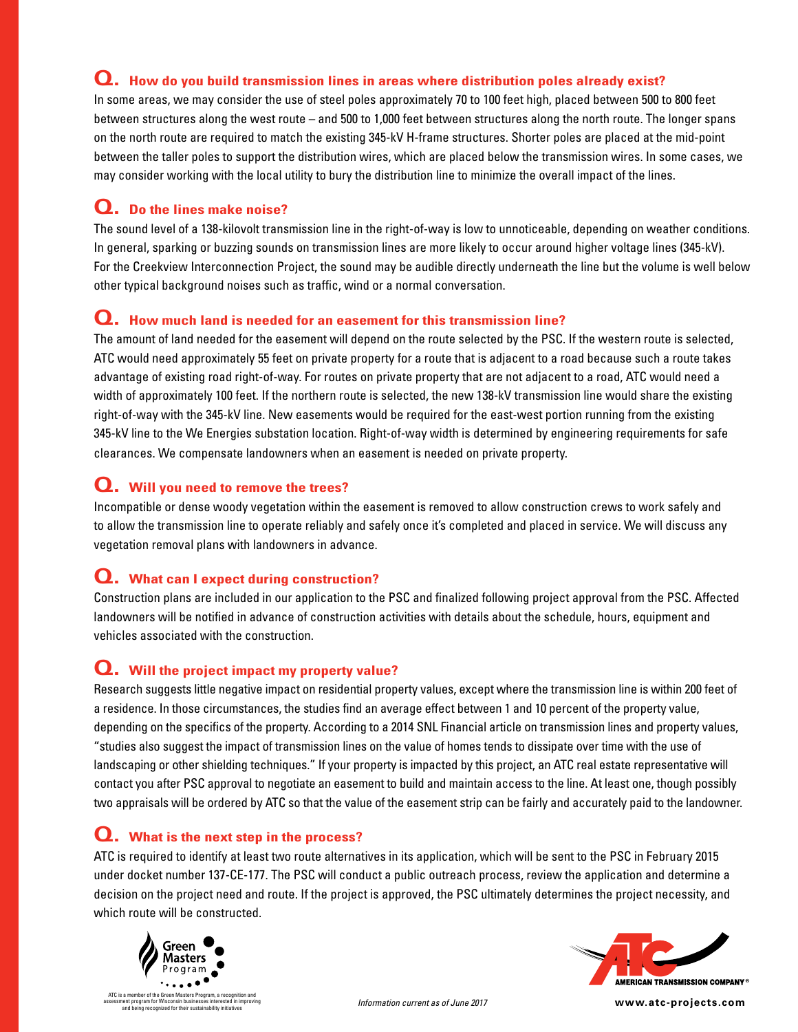## Q. How do you build transmission lines in areas where distribution poles already exist?

In some areas, we may consider the use of steel poles approximately 70 to 100 feet high, placed between 500 to 800 feet between structures along the west route – and 500 to 1,000 feet between structures along the north route. The longer spans on the north route are required to match the existing 345-kV H-frame structures. Shorter poles are placed at the mid-point between the taller poles to support the distribution wires, which are placed below the transmission wires. In some cases, we may consider working with the local utility to bury the distribution line to minimize the overall impact of the lines.

## Q. Do the lines make noise?

The sound level of a 138-kilovolt transmission line in the right-of-way is low to unnoticeable, depending on weather conditions. In general, sparking or buzzing sounds on transmission lines are more likely to occur around higher voltage lines (345-kV). For the Creekview Interconnection Project, the sound may be audible directly underneath the line but the volume is well below other typical background noises such as traffic, wind or a normal conversation.

## Q. How much land is needed for an easement for this transmission line?

The amount of land needed for the easement will depend on the route selected by the PSC. If the western route is selected, ATC would need approximately 55 feet on private property for a route that is adjacent to a road because such a route takes advantage of existing road right-of-way. For routes on private property that are not adjacent to a road, ATC would need a width of approximately 100 feet. If the northern route is selected, the new 138-kV transmission line would share the existing right-of-way with the 345-kV line. New easements would be required for the east-west portion running from the existing 345-kV line to the We Energies substation location. Right-of-way width is determined by engineering requirements for safe clearances. We compensate landowners when an easement is needed on private property.

## Q. Will you need to remove the trees?

Incompatible or dense woody vegetation within the easement is removed to allow construction crews to work safely and to allow the transmission line to operate reliably and safely once it's completed and placed in service. We will discuss any vegetation removal plans with landowners in advance.

## Q. What can I expect during construction?

Construction plans are included in our application to the PSC and finalized following project approval from the PSC. Affected landowners will be notified in advance of construction activities with details about the schedule, hours, equipment and vehicles associated with the construction.

## Q. Will the project impact my property value?

Research suggests little negative impact on residential property values, except where the transmission line is within 200 feet of a residence. In those circumstances, the studies find an average effect between 1 and 10 percent of the property value, depending on the specifics of the property. According to a 2014 SNL Financial article on transmission lines and property values, "studies also suggest the impact of transmission lines on the value of homes tends to dissipate over time with the use of landscaping or other shielding techniques." If your property is impacted by this project, an ATC real estate representative will contact you after PSC approval to negotiate an easement to build and maintain access to the line. At least one, though possibly two appraisals will be ordered by ATC so that the value of the easement strip can be fairly and accurately paid to the landowner.

## Q. What is the next step in the process?

ATC is required to identify at least two route alternatives in its application, which will be sent to the PSC in February 2015 under docket number 137-CE-177. The PSC will conduct a public outreach process, review the application and determine a decision on the project need and route. If the project is approved, the PSC ultimately determines the project necessity, and which route will be constructed.

Green Masters Program

ATC is a member of the Green Masters Program, a recognition and assessment program for Wisconsin businesses interested in improving and being recognized for their sustainability initiatives

*Information current as of June 2017*

AMERICAN TRANSMISSION COMPANY®

www.atc-projects.com